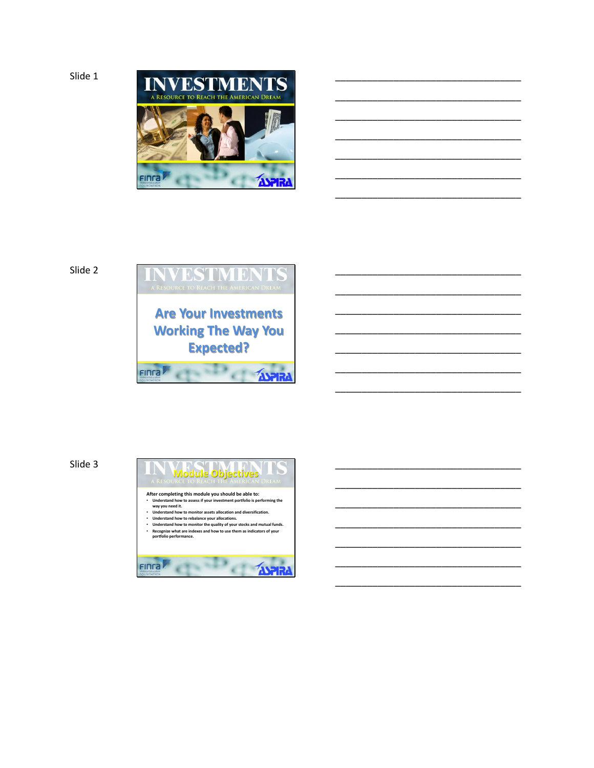Slide 1

# INVESTMENTS

A Resource to Reach the American Dream

FINRA Investor Education Foundation

ASPIRA

---

Slide 2

# INVESTMENTS

A Resource to Reach the American Dream

## Are Your Investments Working The Way You Expected?

FINRA Investor Education Foundation

ASPIRA

---

Slide 3

# INVESTMENTS

A Resource to Reach the American Dream

## Module Objectives

**After completing this module you should be able to:**

- **Understand how to assess if your investment portfolio is performing the way you need it.**
- **Understand how to monitor assets allocation and diversification.**
- **Understand how to rebalance your allocations.**
- **Understand how to monitor the quality of your stocks and mutual funds.**
- **Recognize what are indexes and how to use them as indicators of your portfolio performance.**

FINRA Investor Education Foundation

ASPIRA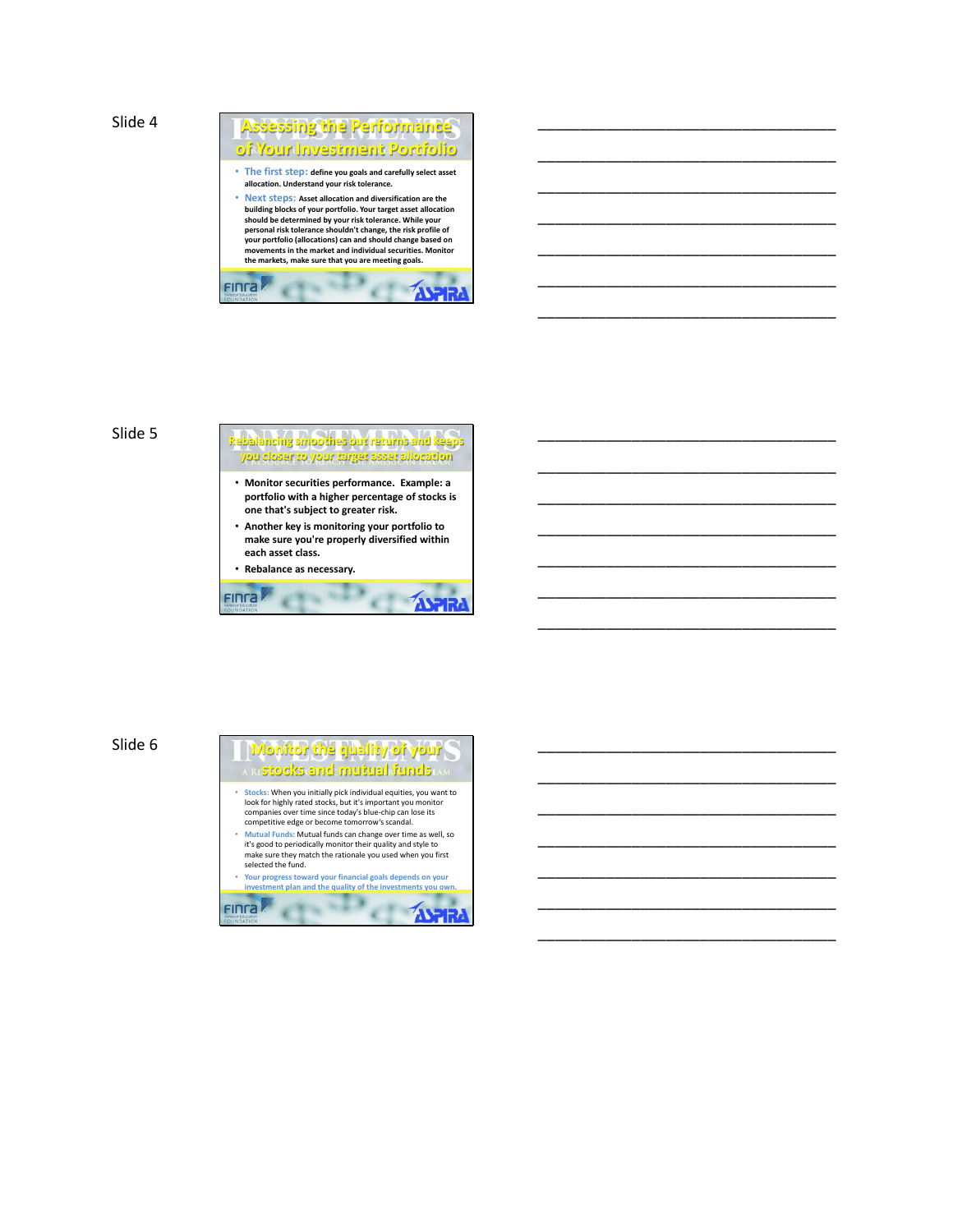Slide 4

## Assessing the Performance of Your Investment Portfolio

- The first step: define you goals and carefully select asset allocation. Understand your risk tolerance.
- Next steps: Asset allocation and diversification are the building blocks of your portfolio. Your target asset allocation should be determined by your risk tolerance. While your personal risk tolerance shouldn't change, the risk profile of your portfolio (allocations) can and should change based on movements in the market and individual securities. Monitor the markets, make sure that you are meeting goals.

Slide 5

## Rebalancing smoothes out returns and keeps you closer to your target asset allocation

- Monitor securities performance. Example: a portfolio with a higher percentage of stocks is one that's subject to greater risk.
- Another key is monitoring your portfolio to make sure you're properly diversified within each asset class.
- Rebalance as necessary.

Slide 6

## Monitor the quality of your stocks and mutual funds

- Stocks: When you initially pick individual equities, you want to look for highly rated stocks, but it's important you monitor companies over time since today's blue-chip can lose its competitive edge or become tomorrow's scandal.
- Mutual Funds: Mutual funds can change over time as well, so it's good to periodically monitor their quality and style to make sure they match the rationale you used when you first selected the fund.
- Your progress toward your financial goals depends on your investment plan and the quality of the investments you own.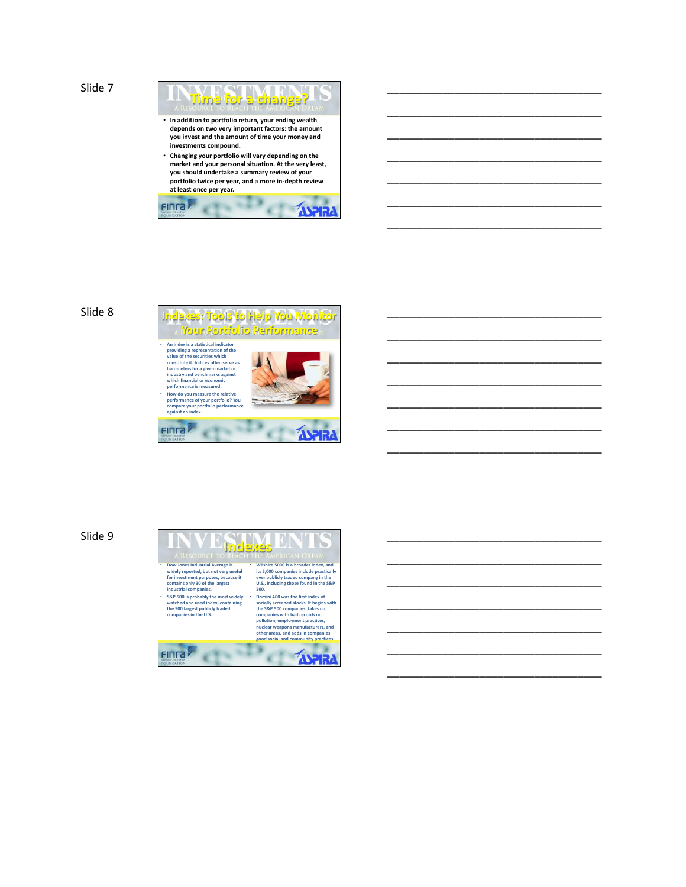Slide 7

## Time for a change?

- In addition to portfolio return, your ending wealth depends on two very important factors: the amount you invest and the amount of time your money and investments compound.
- Changing your portfolio will vary depending on the market and your personal situation. At the very least, you should undertake a summary review of your portfolio twice per year, and a more in-depth review at least once per year.

Slide 8

## Indexes: Tools to Help You Monitor Your Portfolio Performance

- An index is a statistical indicator providing a representation of the value of the securities which constitute it. Indices often serve as barometers for a given market or industry and benchmarks against which financial or economic performance is measured.
- How do you measure the relative performance of your portfolio? You compare your portfolio performance against an index.

Slide 9

## Indexes

- Dow Jones Industrial Average is widely reported, but not very useful for investment purposes, because it contains only 30 of the largest industrial companies.
- S&P 500 is probably the most widely watched and used index, containing the 500 largest publicly traded companies in the U.S.
- Wilshire 5000 is a broader index, and its 5,000 companies include practically ever publicly traded company in the U.S., including those found in the S&P 500.
- Domini 400 was the first index of socially screened stocks. It begins with the S&P 500 companies, takes out companies with bad records on pollution, employment practices, nuclear weapons manufacturers, and other areas, and adds in companies good social and community practices.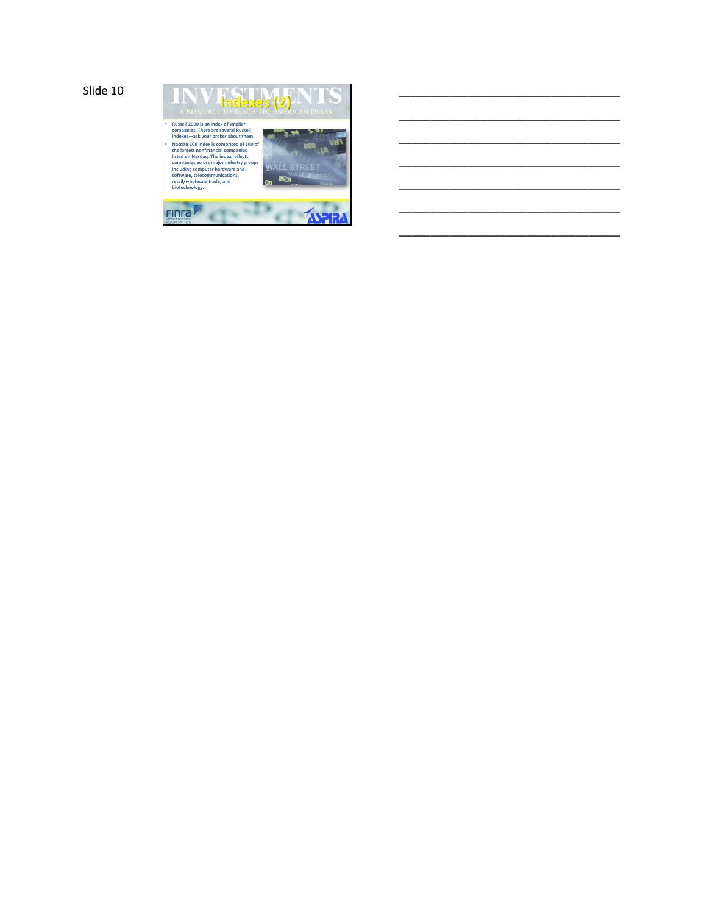Slide 10

# Indexes (2)

INVESTMENTS

A Resource to Reach the American Dream

- Russell 2000 is an index of smaller companies. There are several Russell indexes—ask your broker about them.
- Nasdaq 100 Index is comprised of 100 of the largest nonfinancial companies listed on Nasdaq. The index reflects companies across major industry groups including computer hardware and software, telecommunications, retail/wholesale trade, and biotechnology.

FINRA Investor Education Foundation

ASPIRA

___________________________________

___________________________________

___________________________________

___________________________________

___________________________________

___________________________________

___________________________________